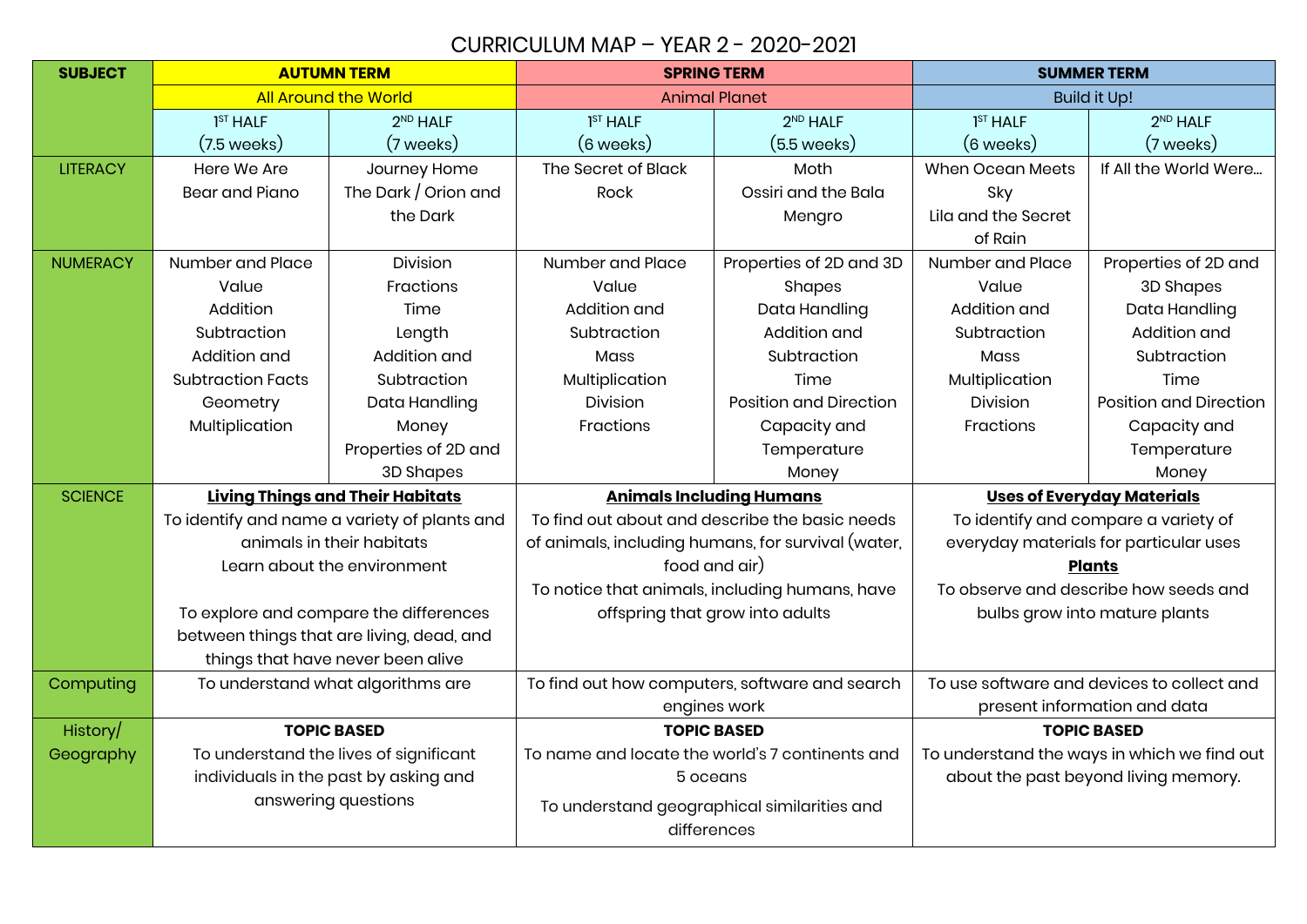# CURRICULUM MAP – YEAR 2 - 2020-2021

| SUBJECT | AUTUMN TERM | | SPRING TERM | | SUMMER TERM | |
|---|---|---|---|---|---|---|
| | All Around the World | | Animal Planet | | Build it Up! | |
| | 1ST HALF (7.5 weeks) | 2ND HALF (7 weeks) | 1ST HALF (6 weeks) | 2ND HALF (5.5 weeks) | 1ST HALF (6 weeks) | 2ND HALF (7 weeks) |
| LITERACY | Here We Are<br>Bear and Piano | Journey Home<br>The Dark / Orion and the Dark | The Secret of Black Rock | Moth<br>Ossiri and the Bala Mengro | When Ocean Meets Sky<br>Lila and the Secret of Rain | If All the World Were… |
| NUMERACY | Number and Place Value<br>Addition<br>Subtraction<br>Addition and Subtraction Facts<br>Geometry<br>Multiplication | Division<br>Fractions<br>Time<br>Length<br>Addition and Subtraction<br>Data Handling<br>Money<br>Properties of 2D and 3D Shapes | Number and Place Value<br>Addition and Subtraction<br>Mass<br>Multiplication<br>Division<br>Fractions | Properties of 2D and 3D Shapes<br>Data Handling<br>Addition and Subtraction<br>Time<br>Position and Direction<br>Capacity and Temperature<br>Money | Number and Place Value<br>Addition and Subtraction<br>Mass<br>Multiplication<br>Division<br>Fractions | Properties of 2D and 3D Shapes<br>Data Handling<br>Addition and Subtraction<br>Time<br>Position and Direction<br>Capacity and Temperature<br>Money |
| SCIENCE | **Living Things and Their Habitats**<br>To identify and name a variety of plants and animals in their habitats<br>Learn about the environment<br><br>To explore and compare the differences between things that are living, dead, and things that have never been alive | | **Animals Including Humans**<br>To find out about and describe the basic needs of animals, including humans, for survival (water, food and air)<br>To notice that animals, including humans, have offspring that grow into adults | | **Uses of Everyday Materials**<br>To identify and compare a variety of everyday materials for particular uses<br>**Plants**<br>To observe and describe how seeds and bulbs grow into mature plants | |
| Computing | To understand what algorithms are | | To find out how computers, software and search engines work | | To use software and devices to collect and present information and data | |
| History/ Geography | **TOPIC BASED**<br>To understand the lives of significant individuals in the past by asking and answering questions | | **TOPIC BASED**<br>To name and locate the world's 7 continents and 5 oceans<br>To understand geographical similarities and differences | | **TOPIC BASED**<br>To understand the ways in which we find out about the past beyond living memory. | |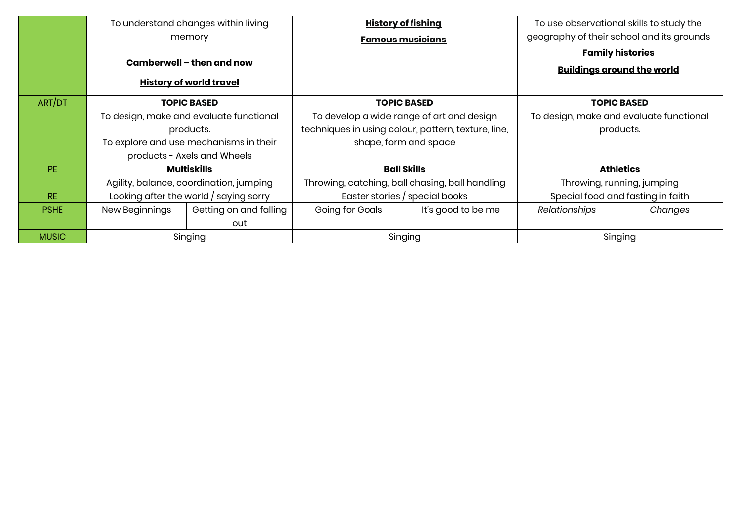| | | | | | | |
|---|---|---|---|---|---|---|
| | To understand changes within living memory<br><br>**Camberwell – then and now**<br><br>**History of world travel** | | **History of fishing**<br><br>**Famous musicians** | | To use observational skills to study the geography of their school and its grounds<br><br>**Family histories**<br><br>**Buildings around the world** | |
| ART/DT | **TOPIC BASED**<br>To design, make and evaluate functional products.<br>To explore and use mechanisms in their products - Axels and Wheels | | **TOPIC BASED**<br>To develop a wide range of art and design techniques in using colour, pattern, texture, line, shape, form and space | | **TOPIC BASED**<br>To design, make and evaluate functional products. | |
| PE | **Multiskills**<br>Agility, balance, coordination, jumping | | **Ball Skills**<br>Throwing, catching, ball chasing, ball handling | | **Athletics**<br>Throwing, running, jumping | |
| RE | Looking after the world / saying sorry | | Easter stories / special books | | Special food and fasting in faith | |
| PSHE | New Beginnings | Getting on and falling out | Going for Goals | It's good to be me | *Relationships* | *Changes* |
| MUSIC | Singing | | Singing | | Singing | |